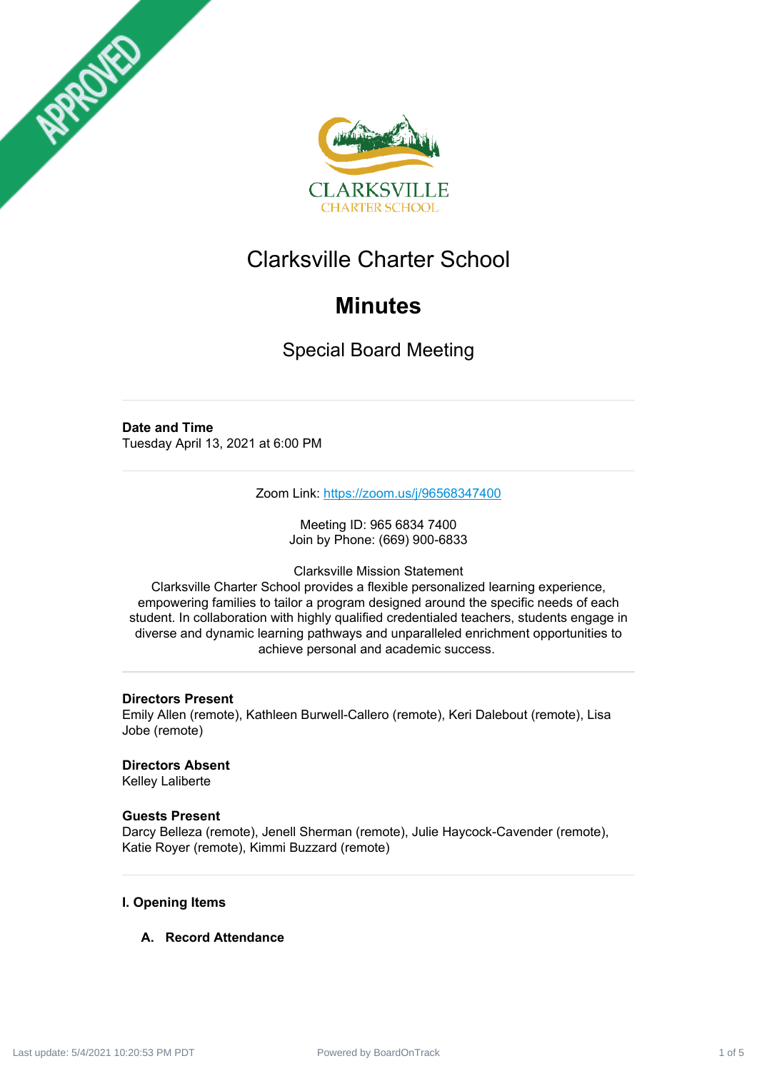# Clarksville Charter School

## Minutes

### Special Board Meeting

---

**Date and Time**
Tuesday April 13, 2021 at 6:00 PM

---

Zoom Link: https://zoom.us/j/96568347400

Meeting ID: 965 6834 7400
Join by Phone: (669) 900-6833

Clarksville Mission Statement
Clarksville Charter School provides a flexible personalized learning experience, empowering families to tailor a program designed around the specific needs of each student. In collaboration with highly qualified credentialed teachers, students engage in diverse and dynamic learning pathways and unparalleled enrichment opportunities to achieve personal and academic success.

---

**Directors Present**
Emily Allen (remote), Kathleen Burwell-Callero (remote), Keri Dalebout (remote), Lisa Jobe (remote)

**Directors Absent**
Kelley Laliberte

**Guests Present**
Darcy Belleza (remote), Jenell Sherman (remote), Julie Haycock-Cavender (remote), Katie Royer (remote), Kimmi Buzzard (remote)

---

**I. Opening Items**

**A. Record Attendance**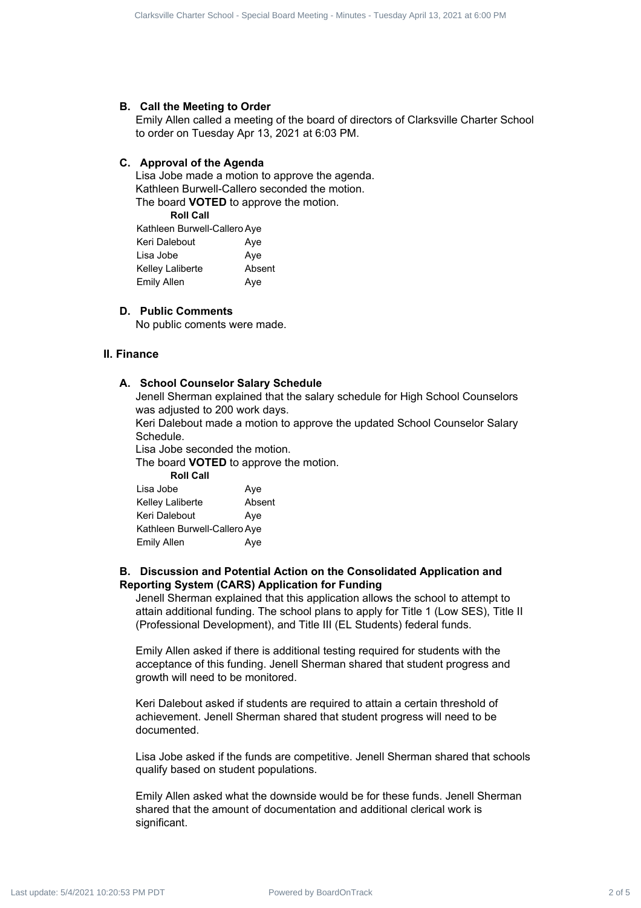### B. Call the Meeting to Order

Emily Allen called a meeting of the board of directors of Clarksville Charter School to order on Tuesday Apr 13, 2021 at 6:03 PM.

### C. Approval of the Agenda

Lisa Jobe made a motion to approve the agenda.
Kathleen Burwell-Callero seconded the motion.
The board **VOTED** to approve the motion.

**Roll Call**

| | |
|---|---|
| Kathleen Burwell-Callero | Aye |
| Keri Dalebout | Aye |
| Lisa Jobe | Aye |
| Kelley Laliberte | Absent |
| Emily Allen | Aye |

### D. Public Comments

No public coments were made.

## II. Finance

### A. School Counselor Salary Schedule

Jenell Sherman explained that the salary schedule for High School Counselors was adjusted to 200 work days.
Keri Dalebout made a motion to approve the updated School Counselor Salary Schedule.
Lisa Jobe seconded the motion.
The board **VOTED** to approve the motion.

**Roll Call**

| | |
|---|---|
| Lisa Jobe | Aye |
| Kelley Laliberte | Absent |
| Keri Dalebout | Aye |
| Kathleen Burwell-Callero | Aye |
| Emily Allen | Aye |

### B. Discussion and Potential Action on the Consolidated Application and Reporting System (CARS) Application for Funding

Jenell Sherman explained that this application allows the school to attempt to attain additional funding. The school plans to apply for Title 1 (Low SES), Title II (Professional Development), and Title III (EL Students) federal funds.

Emily Allen asked if there is additional testing required for students with the acceptance of this funding. Jenell Sherman shared that student progress and growth will need to be monitored.

Keri Dalebout asked if students are required to attain a certain threshold of achievement. Jenell Sherman shared that student progress will need to be documented.

Lisa Jobe asked if the funds are competitive. Jenell Sherman shared that schools qualify based on student populations.

Emily Allen asked what the downside would be for these funds. Jenell Sherman shared that the amount of documentation and additional clerical work is significant.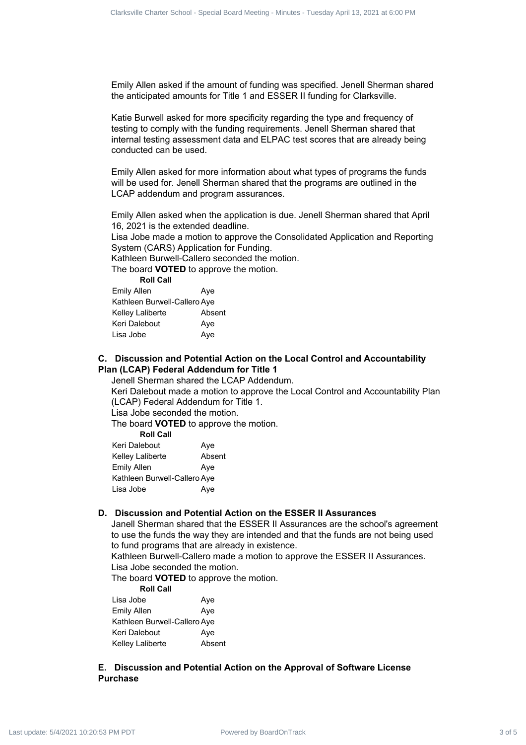Emily Allen asked if the amount of funding was specified. Jenell Sherman shared the anticipated amounts for Title 1 and ESSER II funding for Clarksville.

Katie Burwell asked for more specificity regarding the type and frequency of testing to comply with the funding requirements. Jenell Sherman shared that internal testing assessment data and ELPAC test scores that are already being conducted can be used.

Emily Allen asked for more information about what types of programs the funds will be used for. Jenell Sherman shared that the programs are outlined in the LCAP addendum and program assurances.

Emily Allen asked when the application is due. Jenell Sherman shared that April 16, 2021 is the extended deadline.

Lisa Jobe made a motion to approve the Consolidated Application and Reporting System (CARS) Application for Funding.

Kathleen Burwell-Callero seconded the motion.

The board **VOTED** to approve the motion.

| **Roll Call** | |
|---|---|
| Emily Allen | Aye |
| Kathleen Burwell-Callero | Aye |
| Kelley Laliberte | Absent |
| Keri Dalebout | Aye |
| Lisa Jobe | Aye |

### C. Discussion and Potential Action on the Local Control and Accountability Plan (LCAP) Federal Addendum for Title 1

Jenell Sherman shared the LCAP Addendum.

Keri Dalebout made a motion to approve the Local Control and Accountability Plan (LCAP) Federal Addendum for Title 1.

Lisa Jobe seconded the motion.

The board **VOTED** to approve the motion.

| **Roll Call** | |
|---|---|
| Keri Dalebout | Aye |
| Kelley Laliberte | Absent |
| Emily Allen | Aye |
| Kathleen Burwell-Callero | Aye |
| Lisa Jobe | Aye |

### D. Discussion and Potential Action on the ESSER II Assurances

Janell Sherman shared that the ESSER II Assurances are the school's agreement to use the funds the way they are intended and that the funds are not being used to fund programs that are already in existence.

Kathleen Burwell-Callero made a motion to approve the ESSER II Assurances.

Lisa Jobe seconded the motion.

The board **VOTED** to approve the motion.

| **Roll Call** | |
|---|---|
| Lisa Jobe | Aye |
| Emily Allen | Aye |
| Kathleen Burwell-Callero | Aye |
| Keri Dalebout | Aye |
| Kelley Laliberte | Absent |

### E. Discussion and Potential Action on the Approval of Software License Purchase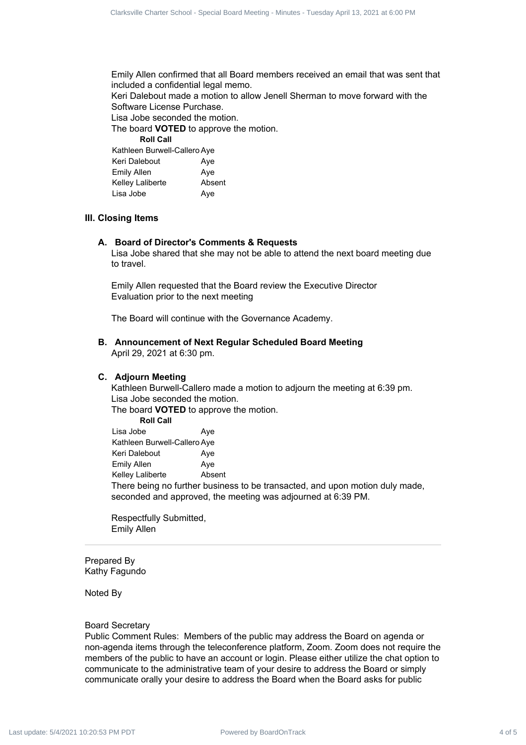Emily Allen confirmed that all Board members received an email that was sent that included a confidential legal memo.

Keri Dalebout made a motion to allow Jenell Sherman to move forward with the Software License Purchase.

Lisa Jobe seconded the motion.

The board **VOTED** to approve the motion.

| **Roll Call** | |
|---|---|
| Kathleen Burwell-Callero | Aye |
| Keri Dalebout | Aye |
| Emily Allen | Aye |
| Kelley Laliberte | Absent |
| Lisa Jobe | Aye |

## III. Closing Items

### A. Board of Director's Comments & Requests

Lisa Jobe shared that she may not be able to attend the next board meeting due to travel.

Emily Allen requested that the Board review the Executive Director Evaluation prior to the next meeting

The Board will continue with the Governance Academy.

### B. Announcement of Next Regular Scheduled Board Meeting

April 29, 2021 at 6:30 pm.

### C. Adjourn Meeting

Kathleen Burwell-Callero made a motion to adjourn the meeting at 6:39 pm.

Lisa Jobe seconded the motion.

The board **VOTED** to approve the motion.

| **Roll Call** | |
|---|---|
| Lisa Jobe | Aye |
| Kathleen Burwell-Callero | Aye |
| Keri Dalebout | Aye |
| Emily Allen | Aye |
| Kelley Laliberte | Absent |

There being no further business to be transacted, and upon motion duly made, seconded and approved, the meeting was adjourned at 6:39 PM.

Respectfully Submitted,
Emily Allen

---

Prepared By
Kathy Fagundo

Noted By

Board Secretary

Public Comment Rules: Members of the public may address the Board on agenda or non-agenda items through the teleconference platform, Zoom. Zoom does not require the members of the public to have an account or login. Please either utilize the chat option to communicate to the administrative team of your desire to address the Board or simply communicate orally your desire to address the Board when the Board asks for public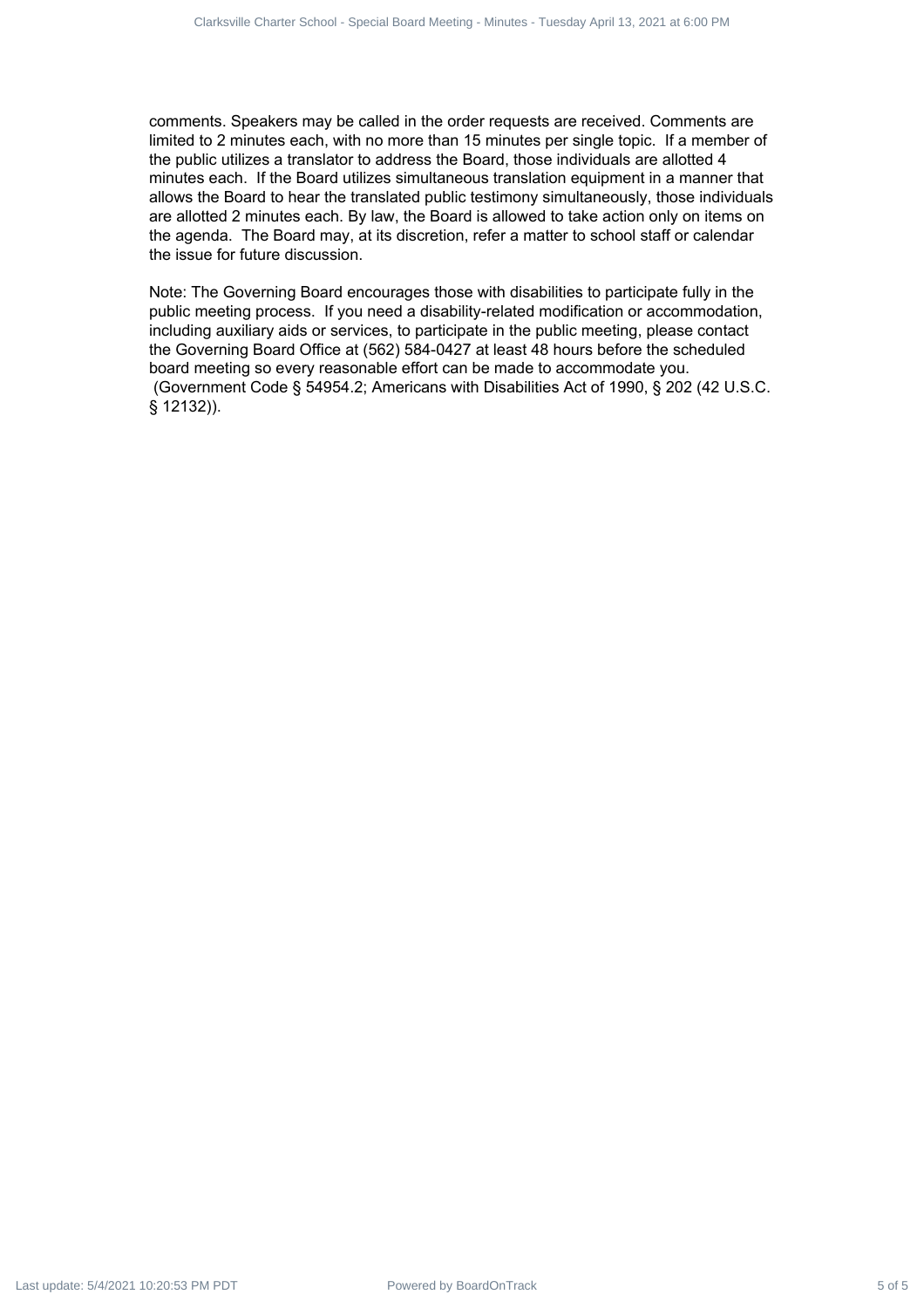comments. Speakers may be called in the order requests are received. Comments are limited to 2 minutes each, with no more than 15 minutes per single topic. If a member of the public utilizes a translator to address the Board, those individuals are allotted 4 minutes each. If the Board utilizes simultaneous translation equipment in a manner that allows the Board to hear the translated public testimony simultaneously, those individuals are allotted 2 minutes each. By law, the Board is allowed to take action only on items on the agenda. The Board may, at its discretion, refer a matter to school staff or calendar the issue for future discussion.

Note: The Governing Board encourages those with disabilities to participate fully in the public meeting process. If you need a disability-related modification or accommodation, including auxiliary aids or services, to participate in the public meeting, please contact the Governing Board Office at (562) 584-0427 at least 48 hours before the scheduled board meeting so every reasonable effort can be made to accommodate you. (Government Code § 54954.2; Americans with Disabilities Act of 1990, § 202 (42 U.S.C. § 12132)).